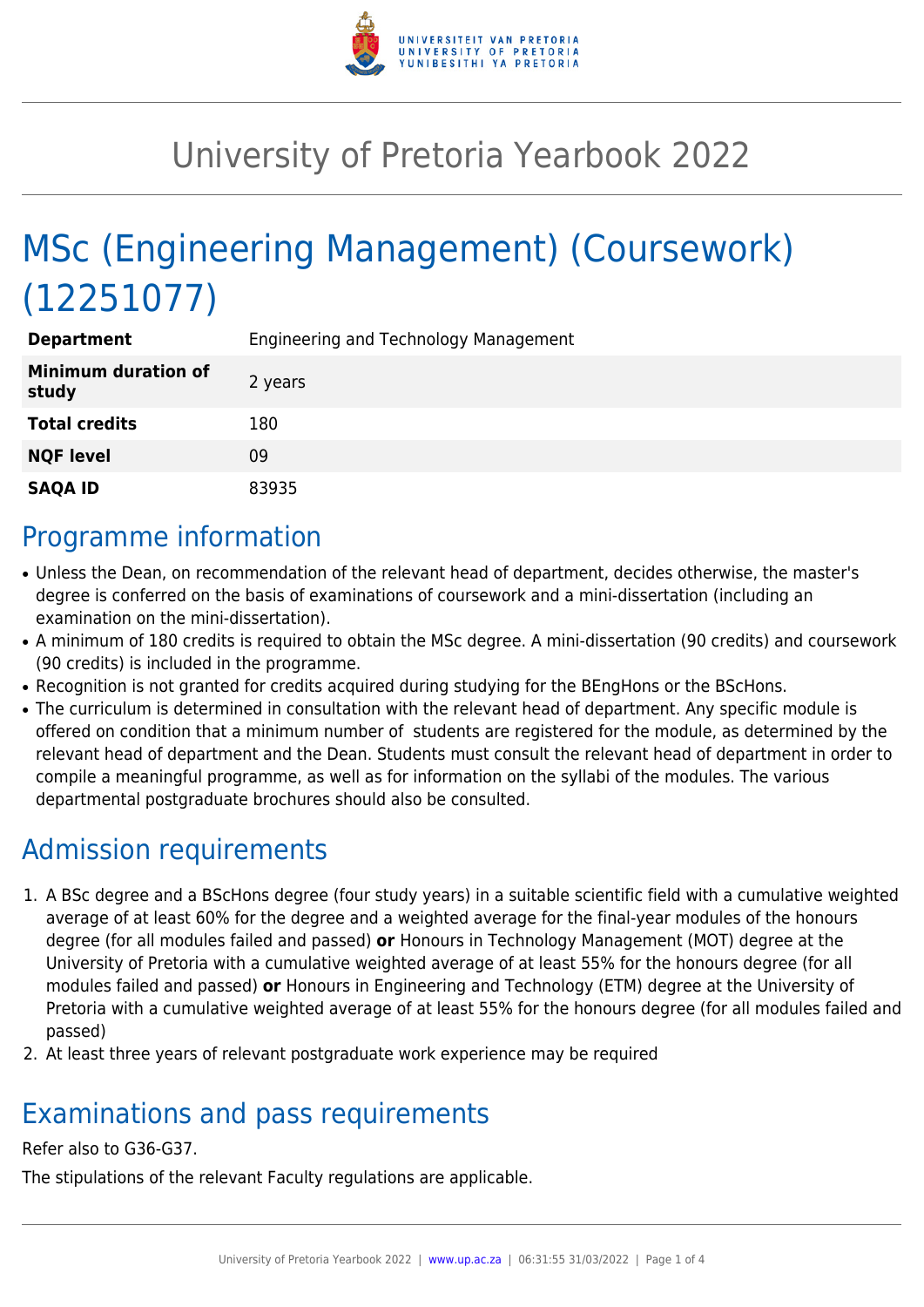# University of Pretoria Yearbook 2022

# MSc (Engineering Management) (Coursework) (12251077)

| | |
|---|---|
| **Department** | Engineering and Technology Management |
| **Minimum duration of study** | 2 years |
| **Total credits** | 180 |
| **NQF level** | 09 |
| **SAQA ID** | 83935 |

## Programme information

- Unless the Dean, on recommendation of the relevant head of department, decides otherwise, the master's degree is conferred on the basis of examinations of coursework and a mini-dissertation (including an examination on the mini-dissertation).
- A minimum of 180 credits is required to obtain the MSc degree. A mini-dissertation (90 credits) and coursework (90 credits) is included in the programme.
- Recognition is not granted for credits acquired during studying for the BEngHons or the BScHons.
- The curriculum is determined in consultation with the relevant head of department. Any specific module is offered on condition that a minimum number of students are registered for the module, as determined by the relevant head of department and the Dean. Students must consult the relevant head of department in order to compile a meaningful programme, as well as for information on the syllabi of the modules. The various departmental postgraduate brochures should also be consulted.

## Admission requirements

1. A BSc degree and a BScHons degree (four study years) in a suitable scientific field with a cumulative weighted average of at least 60% for the degree and a weighted average for the final-year modules of the honours degree (for all modules failed and passed) **or** Honours in Technology Management (MOT) degree at the University of Pretoria with a cumulative weighted average of at least 55% for the honours degree (for all modules failed and passed) **or** Honours in Engineering and Technology (ETM) degree at the University of Pretoria with a cumulative weighted average of at least 55% for the honours degree (for all modules failed and passed)
2. At least three years of relevant postgraduate work experience may be required

## Examinations and pass requirements

Refer also to G36-G37.

The stipulations of the relevant Faculty regulations are applicable.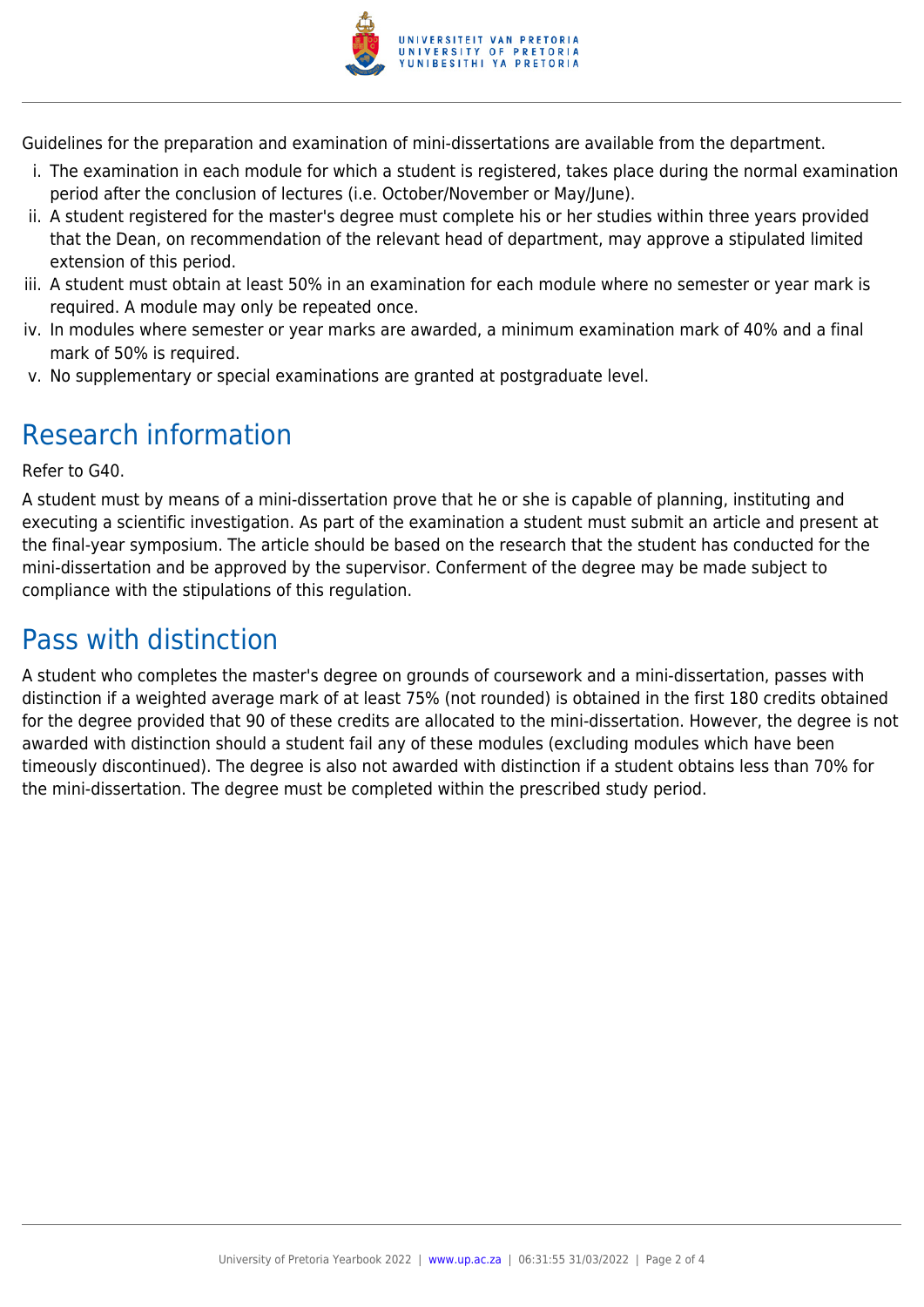Guidelines for the preparation and examination of mini-dissertations are available from the department.

i. The examination in each module for which a student is registered, takes place during the normal examination period after the conclusion of lectures (i.e. October/November or May/June).
ii. A student registered for the master's degree must complete his or her studies within three years provided that the Dean, on recommendation of the relevant head of department, may approve a stipulated limited extension of this period.
iii. A student must obtain at least 50% in an examination for each module where no semester or year mark is required. A module may only be repeated once.
iv. In modules where semester or year marks are awarded, a minimum examination mark of 40% and a final mark of 50% is required.
v. No supplementary or special examinations are granted at postgraduate level.

## Research information

Refer to G40.

A student must by means of a mini-dissertation prove that he or she is capable of planning, instituting and executing a scientific investigation. As part of the examination a student must submit an article and present at the final-year symposium. The article should be based on the research that the student has conducted for the mini-dissertation and be approved by the supervisor. Conferment of the degree may be made subject to compliance with the stipulations of this regulation.

## Pass with distinction

A student who completes the master's degree on grounds of coursework and a mini-dissertation, passes with distinction if a weighted average mark of at least 75% (not rounded) is obtained in the first 180 credits obtained for the degree provided that 90 of these credits are allocated to the mini-dissertation. However, the degree is not awarded with distinction should a student fail any of these modules (excluding modules which have been timeously discontinued). The degree is also not awarded with distinction if a student obtains less than 70% for the mini-dissertation. The degree must be completed within the prescribed study period.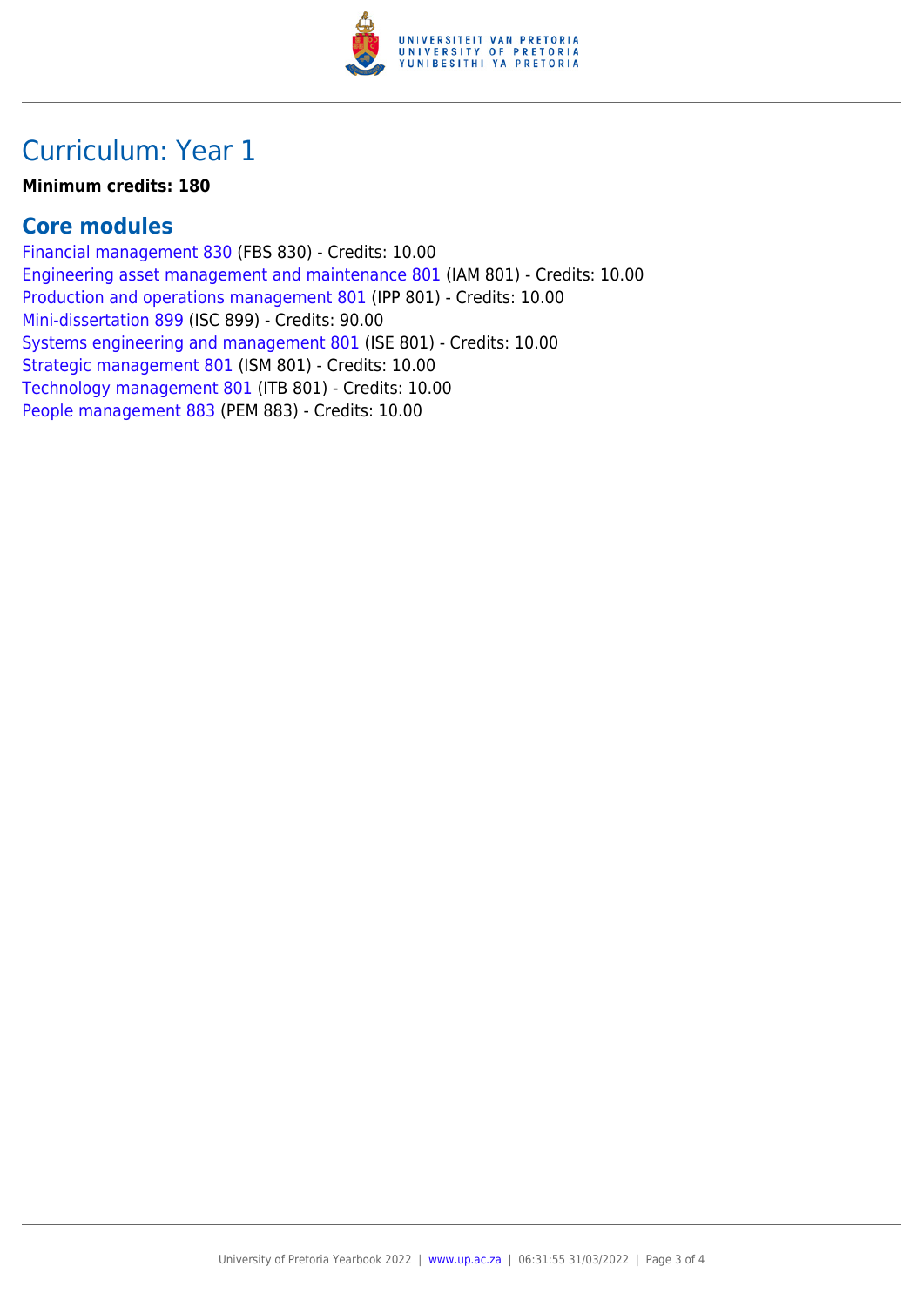# Curriculum: Year 1

**Minimum credits: 180**

## Core modules

Financial management 830 (FBS 830) - Credits: 10.00
Engineering asset management and maintenance 801 (IAM 801) - Credits: 10.00
Production and operations management 801 (IPP 801) - Credits: 10.00
Mini-dissertation 899 (ISC 899) - Credits: 90.00
Systems engineering and management 801 (ISE 801) - Credits: 10.00
Strategic management 801 (ISM 801) - Credits: 10.00
Technology management 801 (ITB 801) - Credits: 10.00
People management 883 (PEM 883) - Credits: 10.00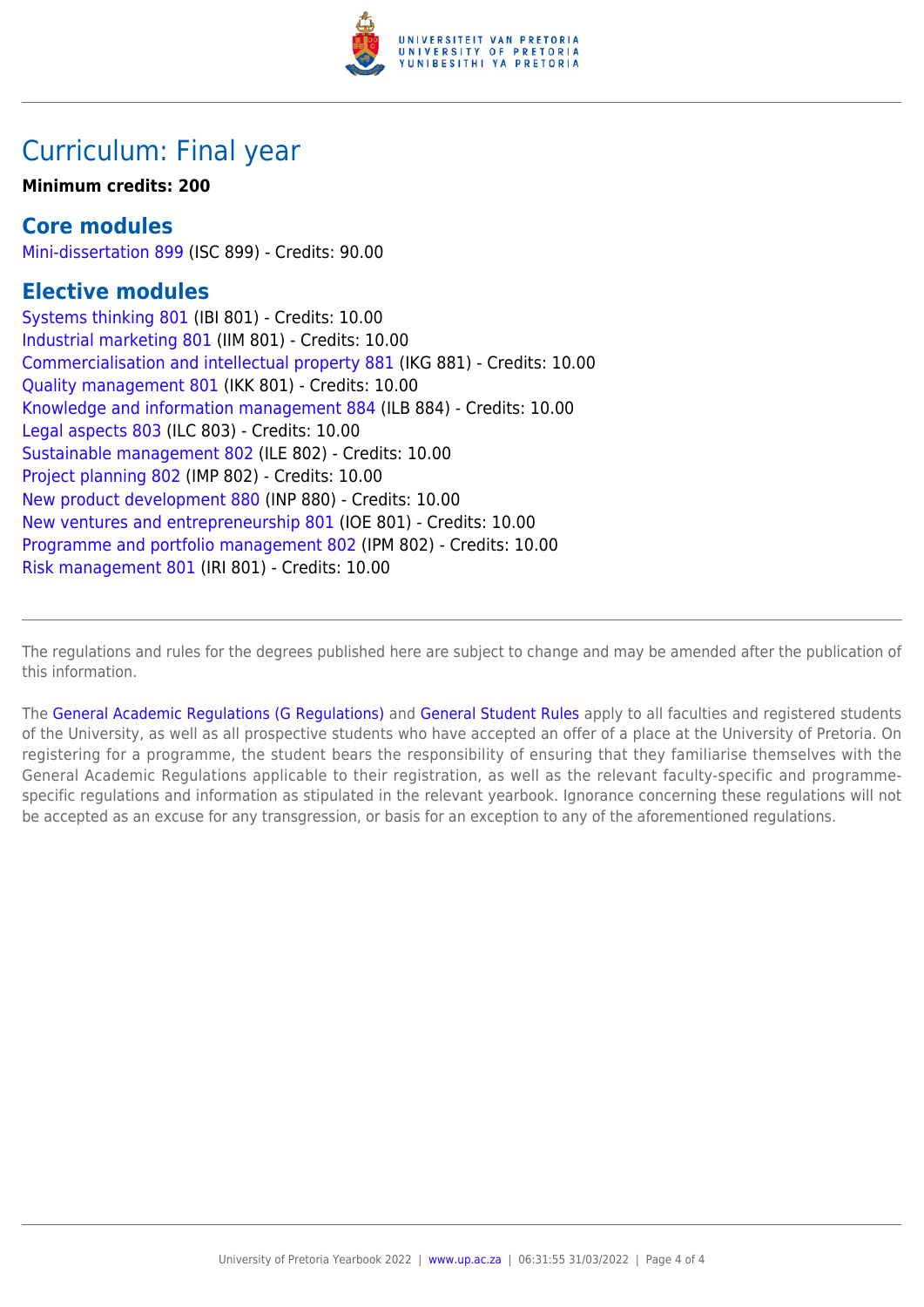## Curriculum: Final year

**Minimum credits: 200**

### Core modules

Mini-dissertation 899 (ISC 899) - Credits: 90.00

### Elective modules

Systems thinking 801 (IBI 801) - Credits: 10.00
Industrial marketing 801 (IIM 801) - Credits: 10.00
Commercialisation and intellectual property 881 (IKG 881) - Credits: 10.00
Quality management 801 (IKK 801) - Credits: 10.00
Knowledge and information management 884 (ILB 884) - Credits: 10.00
Legal aspects 803 (ILC 803) - Credits: 10.00
Sustainable management 802 (ILE 802) - Credits: 10.00
Project planning 802 (IMP 802) - Credits: 10.00
New product development 880 (INP 880) - Credits: 10.00
New ventures and entrepreneurship 801 (IOE 801) - Credits: 10.00
Programme and portfolio management 802 (IPM 802) - Credits: 10.00
Risk management 801 (IRI 801) - Credits: 10.00

---

The regulations and rules for the degrees published here are subject to change and may be amended after the publication of this information.

The General Academic Regulations (G Regulations) and General Student Rules apply to all faculties and registered students of the University, as well as all prospective students who have accepted an offer of a place at the University of Pretoria. On registering for a programme, the student bears the responsibility of ensuring that they familiarise themselves with the General Academic Regulations applicable to their registration, as well as the relevant faculty-specific and programme-specific regulations and information as stipulated in the relevant yearbook. Ignorance concerning these regulations will not be accepted as an excuse for any transgression, or basis for an exception to any of the aforementioned regulations.